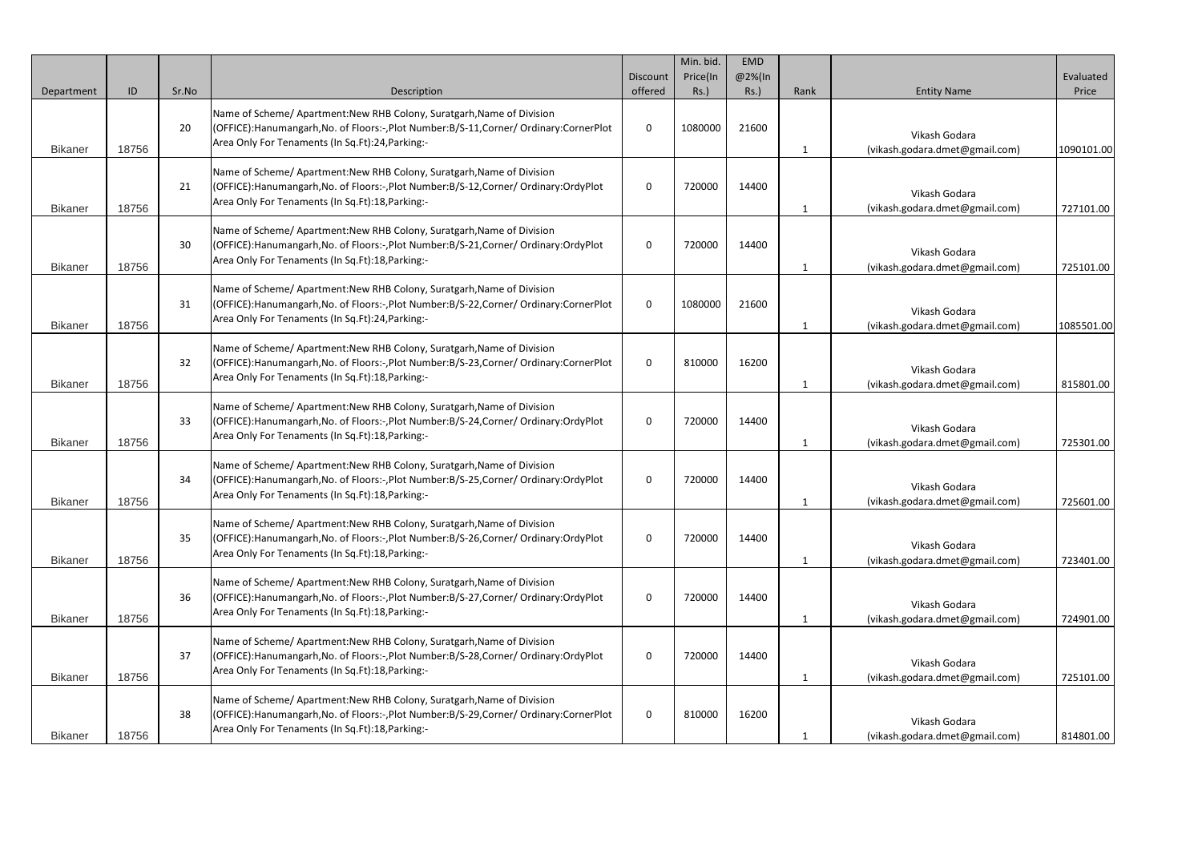| Department | ID | Sr.No | Description | Discount offered | Min. bid. Price(In Rs.) | EMD @2%(In Rs.) | Rank | Entity Name | Evaluated Price |
|---|---|---|---|---|---|---|---|---|---|
| Bikaner | 18756 | 20 | Name of Scheme/ Apartment:New RHB Colony, Suratgarh,Name of Division (OFFICE):Hanumangarh,No. of Floors:-,Plot Number:B/S-11,Corner/ Ordinary:CornerPlot Area Only For Tenaments (In Sq.Ft):24,Parking:- | 0 | 1080000 | 21600 | 1 | Vikash Godara (vikash.godara.dmet@gmail.com) | 1090101.00 |
| Bikaner | 18756 | 21 | Name of Scheme/ Apartment:New RHB Colony, Suratgarh,Name of Division (OFFICE):Hanumangarh,No. of Floors:-,Plot Number:B/S-12,Corner/ Ordinary:OrdyPlot Area Only For Tenaments (In Sq.Ft):18,Parking:- | 0 | 720000 | 14400 | 1 | Vikash Godara (vikash.godara.dmet@gmail.com) | 727101.00 |
| Bikaner | 18756 | 30 | Name of Scheme/ Apartment:New RHB Colony, Suratgarh,Name of Division (OFFICE):Hanumangarh,No. of Floors:-,Plot Number:B/S-21,Corner/ Ordinary:OrdyPlot Area Only For Tenaments (In Sq.Ft):18,Parking:- | 0 | 720000 | 14400 | 1 | Vikash Godara (vikash.godara.dmet@gmail.com) | 725101.00 |
| Bikaner | 18756 | 31 | Name of Scheme/ Apartment:New RHB Colony, Suratgarh,Name of Division (OFFICE):Hanumangarh,No. of Floors:-,Plot Number:B/S-22,Corner/ Ordinary:CornerPlot Area Only For Tenaments (In Sq.Ft):24,Parking:- | 0 | 1080000 | 21600 | 1 | Vikash Godara (vikash.godara.dmet@gmail.com) | 1085501.00 |
| Bikaner | 18756 | 32 | Name of Scheme/ Apartment:New RHB Colony, Suratgarh,Name of Division (OFFICE):Hanumangarh,No. of Floors:-,Plot Number:B/S-23,Corner/ Ordinary:CornerPlot Area Only For Tenaments (In Sq.Ft):18,Parking:- | 0 | 810000 | 16200 | 1 | Vikash Godara (vikash.godara.dmet@gmail.com) | 815801.00 |
| Bikaner | 18756 | 33 | Name of Scheme/ Apartment:New RHB Colony, Suratgarh,Name of Division (OFFICE):Hanumangarh,No. of Floors:-,Plot Number:B/S-24,Corner/ Ordinary:OrdyPlot Area Only For Tenaments (In Sq.Ft):18,Parking:- | 0 | 720000 | 14400 | 1 | Vikash Godara (vikash.godara.dmet@gmail.com) | 725301.00 |
| Bikaner | 18756 | 34 | Name of Scheme/ Apartment:New RHB Colony, Suratgarh,Name of Division (OFFICE):Hanumangarh,No. of Floors:-,Plot Number:B/S-25,Corner/ Ordinary:OrdyPlot Area Only For Tenaments (In Sq.Ft):18,Parking:- | 0 | 720000 | 14400 | 1 | Vikash Godara (vikash.godara.dmet@gmail.com) | 725601.00 |
| Bikaner | 18756 | 35 | Name of Scheme/ Apartment:New RHB Colony, Suratgarh,Name of Division (OFFICE):Hanumangarh,No. of Floors:-,Plot Number:B/S-26,Corner/ Ordinary:OrdyPlot Area Only For Tenaments (In Sq.Ft):18,Parking:- | 0 | 720000 | 14400 | 1 | Vikash Godara (vikash.godara.dmet@gmail.com) | 723401.00 |
| Bikaner | 18756 | 36 | Name of Scheme/ Apartment:New RHB Colony, Suratgarh,Name of Division (OFFICE):Hanumangarh,No. of Floors:-,Plot Number:B/S-27,Corner/ Ordinary:OrdyPlot Area Only For Tenaments (In Sq.Ft):18,Parking:- | 0 | 720000 | 14400 | 1 | Vikash Godara (vikash.godara.dmet@gmail.com) | 724901.00 |
| Bikaner | 18756 | 37 | Name of Scheme/ Apartment:New RHB Colony, Suratgarh,Name of Division (OFFICE):Hanumangarh,No. of Floors:-,Plot Number:B/S-28,Corner/ Ordinary:OrdyPlot Area Only For Tenaments (In Sq.Ft):18,Parking:- | 0 | 720000 | 14400 | 1 | Vikash Godara (vikash.godara.dmet@gmail.com) | 725101.00 |
| Bikaner | 18756 | 38 | Name of Scheme/ Apartment:New RHB Colony, Suratgarh,Name of Division (OFFICE):Hanumangarh,No. of Floors:-,Plot Number:B/S-29,Corner/ Ordinary:CornerPlot Area Only For Tenaments (In Sq.Ft):18,Parking:- | 0 | 810000 | 16200 | 1 | Vikash Godara (vikash.godara.dmet@gmail.com) | 814801.00 |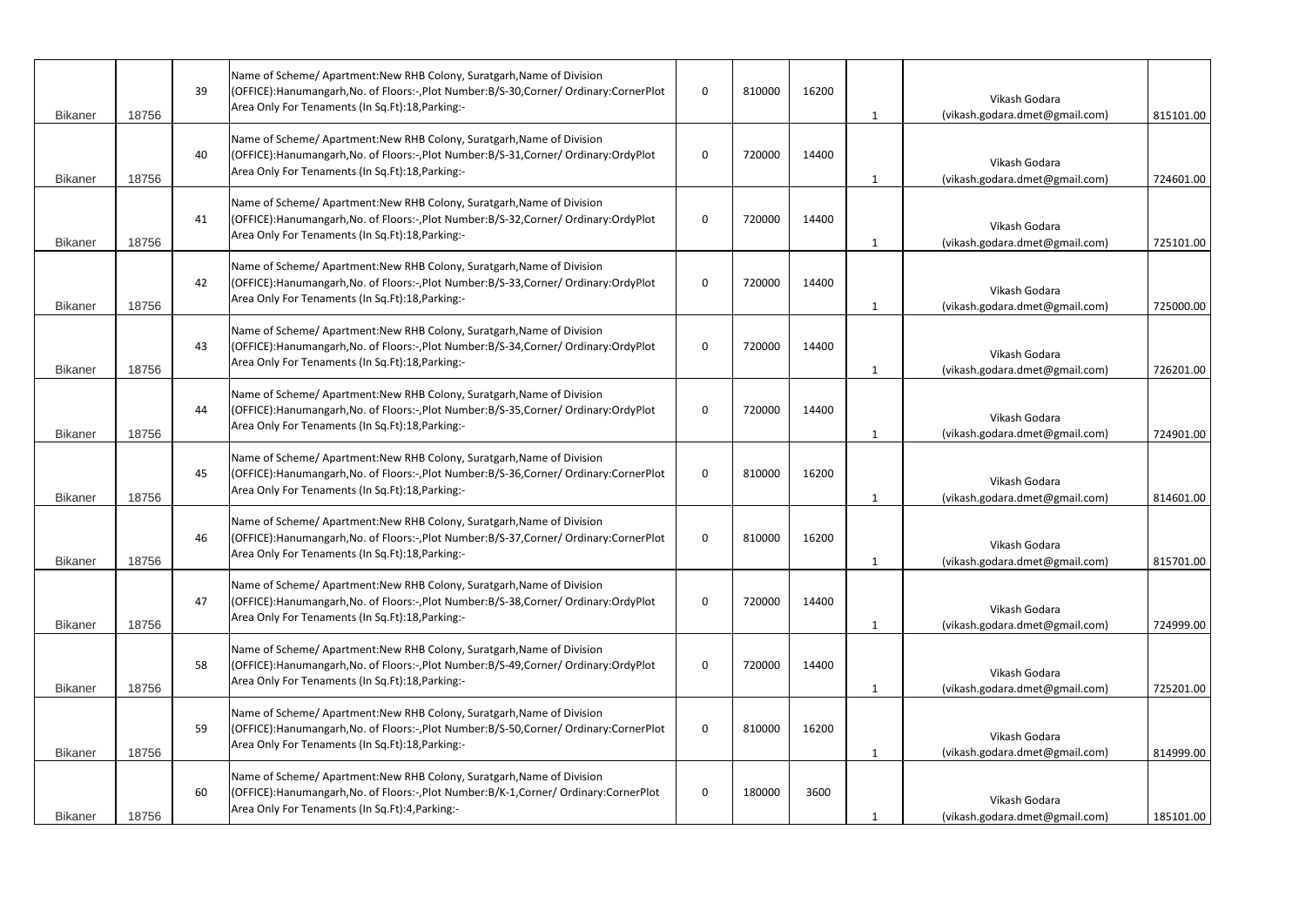| Bikaner | 18756 | 39 | Name of Scheme/ Apartment:New RHB Colony, Suratgarh,Name of Division (OFFICE):Hanumangarh,No. of Floors:-,Plot Number:B/S-30,Corner/ Ordinary:CornerPlot Area Only For Tenaments (In Sq.Ft):18,Parking:- | 0 | 810000 | 16200 | 1 | Vikash Godara (vikash.godara.dmet@gmail.com) | 815101.00 |
|---|---|---|---|---|---|---|---|---|---|
| Bikaner | 18756 | 40 | Name of Scheme/ Apartment:New RHB Colony, Suratgarh,Name of Division (OFFICE):Hanumangarh,No. of Floors:-,Plot Number:B/S-31,Corner/ Ordinary:OrdyPlot Area Only For Tenaments (In Sq.Ft):18,Parking:- | 0 | 720000 | 14400 | 1 | Vikash Godara (vikash.godara.dmet@gmail.com) | 724601.00 |
| Bikaner | 18756 | 41 | Name of Scheme/ Apartment:New RHB Colony, Suratgarh,Name of Division (OFFICE):Hanumangarh,No. of Floors:-,Plot Number:B/S-32,Corner/ Ordinary:OrdyPlot Area Only For Tenaments (In Sq.Ft):18,Parking:- | 0 | 720000 | 14400 | 1 | Vikash Godara (vikash.godara.dmet@gmail.com) | 725101.00 |
| Bikaner | 18756 | 42 | Name of Scheme/ Apartment:New RHB Colony, Suratgarh,Name of Division (OFFICE):Hanumangarh,No. of Floors:-,Plot Number:B/S-33,Corner/ Ordinary:OrdyPlot Area Only For Tenaments (In Sq.Ft):18,Parking:- | 0 | 720000 | 14400 | 1 | Vikash Godara (vikash.godara.dmet@gmail.com) | 725000.00 |
| Bikaner | 18756 | 43 | Name of Scheme/ Apartment:New RHB Colony, Suratgarh,Name of Division (OFFICE):Hanumangarh,No. of Floors:-,Plot Number:B/S-34,Corner/ Ordinary:OrdyPlot Area Only For Tenaments (In Sq.Ft):18,Parking:- | 0 | 720000 | 14400 | 1 | Vikash Godara (vikash.godara.dmet@gmail.com) | 726201.00 |
| Bikaner | 18756 | 44 | Name of Scheme/ Apartment:New RHB Colony, Suratgarh,Name of Division (OFFICE):Hanumangarh,No. of Floors:-,Plot Number:B/S-35,Corner/ Ordinary:OrdyPlot Area Only For Tenaments (In Sq.Ft):18,Parking:- | 0 | 720000 | 14400 | 1 | Vikash Godara (vikash.godara.dmet@gmail.com) | 724901.00 |
| Bikaner | 18756 | 45 | Name of Scheme/ Apartment:New RHB Colony, Suratgarh,Name of Division (OFFICE):Hanumangarh,No. of Floors:-,Plot Number:B/S-36,Corner/ Ordinary:CornerPlot Area Only For Tenaments (In Sq.Ft):18,Parking:- | 0 | 810000 | 16200 | 1 | Vikash Godara (vikash.godara.dmet@gmail.com) | 814601.00 |
| Bikaner | 18756 | 46 | Name of Scheme/ Apartment:New RHB Colony, Suratgarh,Name of Division (OFFICE):Hanumangarh,No. of Floors:-,Plot Number:B/S-37,Corner/ Ordinary:CornerPlot Area Only For Tenaments (In Sq.Ft):18,Parking:- | 0 | 810000 | 16200 | 1 | Vikash Godara (vikash.godara.dmet@gmail.com) | 815701.00 |
| Bikaner | 18756 | 47 | Name of Scheme/ Apartment:New RHB Colony, Suratgarh,Name of Division (OFFICE):Hanumangarh,No. of Floors:-,Plot Number:B/S-38,Corner/ Ordinary:OrdyPlot Area Only For Tenaments (In Sq.Ft):18,Parking:- | 0 | 720000 | 14400 | 1 | Vikash Godara (vikash.godara.dmet@gmail.com) | 724999.00 |
| Bikaner | 18756 | 58 | Name of Scheme/ Apartment:New RHB Colony, Suratgarh,Name of Division (OFFICE):Hanumangarh,No. of Floors:-,Plot Number:B/S-49,Corner/ Ordinary:OrdyPlot Area Only For Tenaments (In Sq.Ft):18,Parking:- | 0 | 720000 | 14400 | 1 | Vikash Godara (vikash.godara.dmet@gmail.com) | 725201.00 |
| Bikaner | 18756 | 59 | Name of Scheme/ Apartment:New RHB Colony, Suratgarh,Name of Division (OFFICE):Hanumangarh,No. of Floors:-,Plot Number:B/S-50,Corner/ Ordinary:CornerPlot Area Only For Tenaments (In Sq.Ft):18,Parking:- | 0 | 810000 | 16200 | 1 | Vikash Godara (vikash.godara.dmet@gmail.com) | 814999.00 |
| Bikaner | 18756 | 60 | Name of Scheme/ Apartment:New RHB Colony, Suratgarh,Name of Division (OFFICE):Hanumangarh,No. of Floors:-,Plot Number:B/K-1,Corner/ Ordinary:CornerPlot Area Only For Tenaments (In Sq.Ft):4,Parking:- | 0 | 180000 | 3600 | 1 | Vikash Godara (vikash.godara.dmet@gmail.com) | 185101.00 |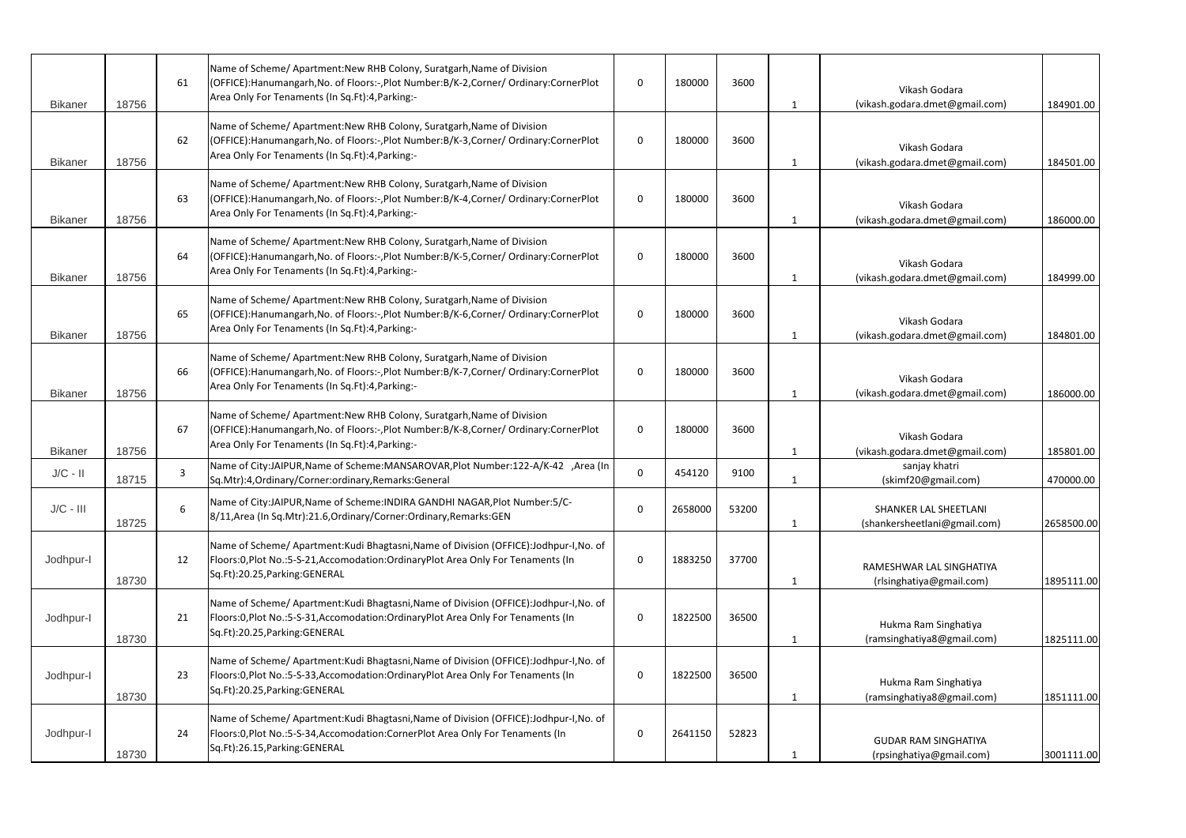| | | | | | | | | | |
|---|---|---|---|---|---|---|---|---|---|
| Bikaner | 18756 | 61 | Name of Scheme/ Apartment:New RHB Colony, Suratgarh,Name of Division (OFFICE):Hanumangarh,No. of Floors:-,Plot Number:B/K-2,Corner/ Ordinary:CornerPlot Area Only For Tenaments (In Sq.Ft):4,Parking:- | 0 | 180000 | 3600 | 1 | Vikash Godara (vikash.godara.dmet@gmail.com) | 184901.00 |
| Bikaner | 18756 | 62 | Name of Scheme/ Apartment:New RHB Colony, Suratgarh,Name of Division (OFFICE):Hanumangarh,No. of Floors:-,Plot Number:B/K-3,Corner/ Ordinary:CornerPlot Area Only For Tenaments (In Sq.Ft):4,Parking:- | 0 | 180000 | 3600 | 1 | Vikash Godara (vikash.godara.dmet@gmail.com) | 184501.00 |
| Bikaner | 18756 | 63 | Name of Scheme/ Apartment:New RHB Colony, Suratgarh,Name of Division (OFFICE):Hanumangarh,No. of Floors:-,Plot Number:B/K-4,Corner/ Ordinary:CornerPlot Area Only For Tenaments (In Sq.Ft):4,Parking:- | 0 | 180000 | 3600 | 1 | Vikash Godara (vikash.godara.dmet@gmail.com) | 186000.00 |
| Bikaner | 18756 | 64 | Name of Scheme/ Apartment:New RHB Colony, Suratgarh,Name of Division (OFFICE):Hanumangarh,No. of Floors:-,Plot Number:B/K-5,Corner/ Ordinary:CornerPlot Area Only For Tenaments (In Sq.Ft):4,Parking:- | 0 | 180000 | 3600 | 1 | Vikash Godara (vikash.godara.dmet@gmail.com) | 184999.00 |
| Bikaner | 18756 | 65 | Name of Scheme/ Apartment:New RHB Colony, Suratgarh,Name of Division (OFFICE):Hanumangarh,No. of Floors:-,Plot Number:B/K-6,Corner/ Ordinary:CornerPlot Area Only For Tenaments (In Sq.Ft):4,Parking:- | 0 | 180000 | 3600 | 1 | Vikash Godara (vikash.godara.dmet@gmail.com) | 184801.00 |
| Bikaner | 18756 | 66 | Name of Scheme/ Apartment:New RHB Colony, Suratgarh,Name of Division (OFFICE):Hanumangarh,No. of Floors:-,Plot Number:B/K-7,Corner/ Ordinary:CornerPlot Area Only For Tenaments (In Sq.Ft):4,Parking:- | 0 | 180000 | 3600 | 1 | Vikash Godara (vikash.godara.dmet@gmail.com) | 186000.00 |
| Bikaner | 18756 | 67 | Name of Scheme/ Apartment:New RHB Colony, Suratgarh,Name of Division (OFFICE):Hanumangarh,No. of Floors:-,Plot Number:B/K-8,Corner/ Ordinary:CornerPlot Area Only For Tenaments (In Sq.Ft):4,Parking:- | 0 | 180000 | 3600 | 1 | Vikash Godara (vikash.godara.dmet@gmail.com) | 185801.00 |
| J/C - II | 18715 | 3 | Name of City:JAIPUR,Name of Scheme:MANSAROVAR,Plot Number:122-A/K-42 ,Area (In Sq.Mtr):4,Ordinary/Corner:ordinary,Remarks:General | 0 | 454120 | 9100 | 1 | sanjay khatri (skimf20@gmail.com) | 470000.00 |
| J/C - III | 18725 | 6 | Name of City:JAIPUR,Name of Scheme:INDIRA GANDHI NAGAR,Plot Number:5/C-8/11,Area (In Sq.Mtr):21.6,Ordinary/Corner:Ordinary,Remarks:GEN | 0 | 2658000 | 53200 | 1 | SHANKER LAL SHEETLANI (shankersheetlani@gmail.com) | 2658500.00 |
| Jodhpur-I | 18730 | 12 | Name of Scheme/ Apartment:Kudi Bhagtasni,Name of Division (OFFICE):Jodhpur-I,No. of Floors:0,Plot No.:5-S-21,Accomodation:OrdinaryPlot Area Only For Tenaments (In Sq.Ft):20.25,Parking:GENERAL | 0 | 1883250 | 37700 | 1 | RAMESHWAR LAL SINGHATIYA (rlsinghatiya@gmail.com) | 1895111.00 |
| Jodhpur-I | 18730 | 21 | Name of Scheme/ Apartment:Kudi Bhagtasni,Name of Division (OFFICE):Jodhpur-I,No. of Floors:0,Plot No.:5-S-31,Accomodation:OrdinaryPlot Area Only For Tenaments (In Sq.Ft):20.25,Parking:GENERAL | 0 | 1822500 | 36500 | 1 | Hukma Ram Singhatiya (ramsinghatiya8@gmail.com) | 1825111.00 |
| Jodhpur-I | 18730 | 23 | Name of Scheme/ Apartment:Kudi Bhagtasni,Name of Division (OFFICE):Jodhpur-I,No. of Floors:0,Plot No.:5-S-33,Accomodation:OrdinaryPlot Area Only For Tenaments (In Sq.Ft):20.25,Parking:GENERAL | 0 | 1822500 | 36500 | 1 | Hukma Ram Singhatiya (ramsinghatiya8@gmail.com) | 1851111.00 |
| Jodhpur-I | 18730 | 24 | Name of Scheme/ Apartment:Kudi Bhagtasni,Name of Division (OFFICE):Jodhpur-I,No. of Floors:0,Plot No.:5-S-34,Accomodation:CornerPlot Area Only For Tenaments (In Sq.Ft):26.15,Parking:GENERAL | 0 | 2641150 | 52823 | 1 | GUDAR RAM SINGHATIYA (rpsinghatiya@gmail.com) | 3001111.00 |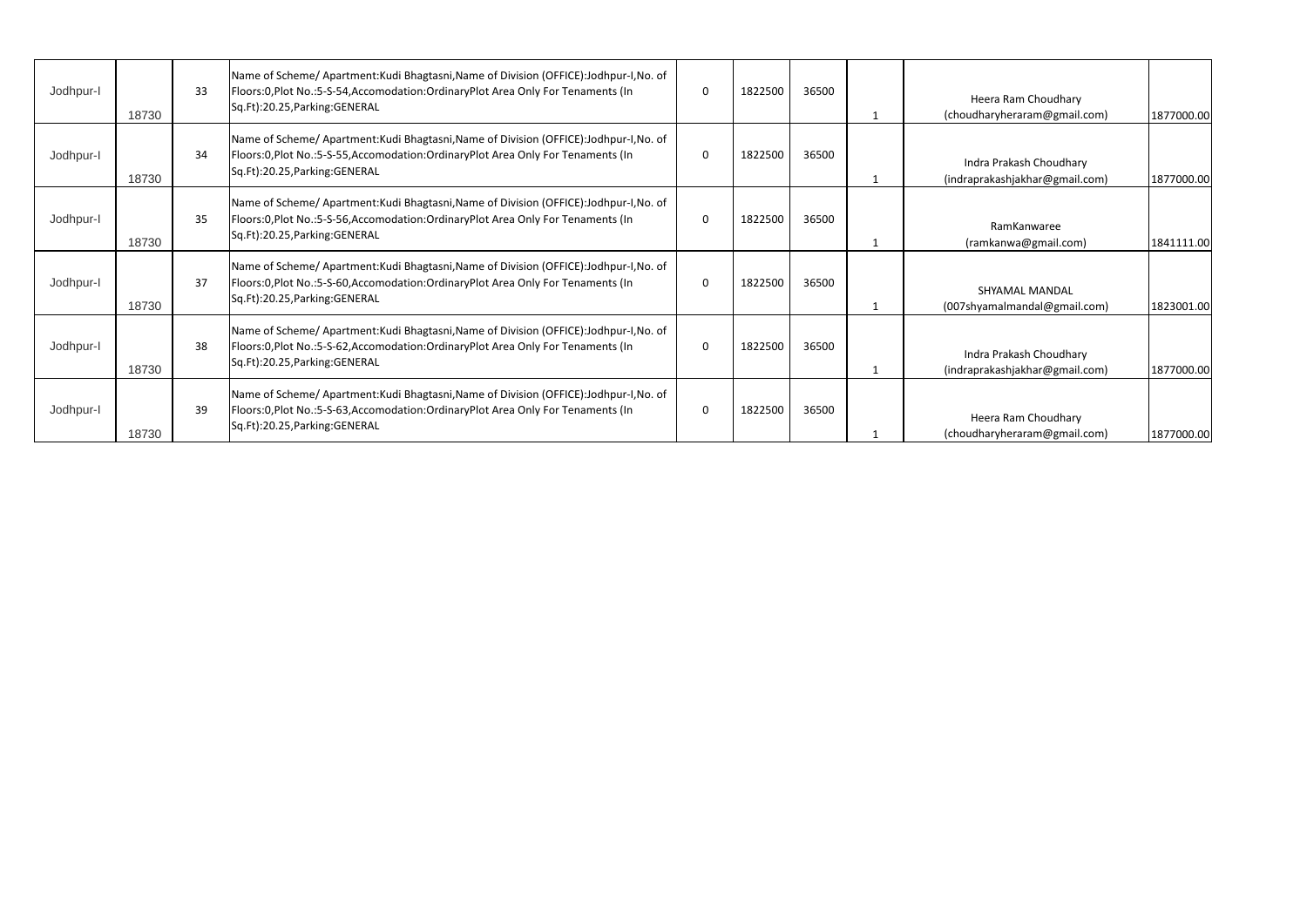| | | | | | | | | | |
|---|---|---|---|---|---|---|---|---|---|
| Jodhpur-I | 18730 | 33 | Name of Scheme/ Apartment:Kudi Bhagtasni,Name of Division (OFFICE):Jodhpur-I,No. of Floors:0,Plot No.:5-S-54,Accomodation:OrdinaryPlot Area Only For Tenaments (In Sq.Ft):20.25,Parking:GENERAL | 0 | 1822500 | 36500 | 1 | Heera Ram Choudhary (choudharyheraram@gmail.com) | 1877000.00 |
| Jodhpur-I | 18730 | 34 | Name of Scheme/ Apartment:Kudi Bhagtasni,Name of Division (OFFICE):Jodhpur-I,No. of Floors:0,Plot No.:5-S-55,Accomodation:OrdinaryPlot Area Only For Tenaments (In Sq.Ft):20.25,Parking:GENERAL | 0 | 1822500 | 36500 | 1 | Indra Prakash Choudhary (indraprakashjakhar@gmail.com) | 1877000.00 |
| Jodhpur-I | 18730 | 35 | Name of Scheme/ Apartment:Kudi Bhagtasni,Name of Division (OFFICE):Jodhpur-I,No. of Floors:0,Plot No.:5-S-56,Accomodation:OrdinaryPlot Area Only For Tenaments (In Sq.Ft):20.25,Parking:GENERAL | 0 | 1822500 | 36500 | 1 | RamKanwaree (ramkanwa@gmail.com) | 1841111.00 |
| Jodhpur-I | 18730 | 37 | Name of Scheme/ Apartment:Kudi Bhagtasni,Name of Division (OFFICE):Jodhpur-I,No. of Floors:0,Plot No.:5-S-60,Accomodation:OrdinaryPlot Area Only For Tenaments (In Sq.Ft):20.25,Parking:GENERAL | 0 | 1822500 | 36500 | 1 | SHYAMAL MANDAL (007shyamalmandal@gmail.com) | 1823001.00 |
| Jodhpur-I | 18730 | 38 | Name of Scheme/ Apartment:Kudi Bhagtasni,Name of Division (OFFICE):Jodhpur-I,No. of Floors:0,Plot No.:5-S-62,Accomodation:OrdinaryPlot Area Only For Tenaments (In Sq.Ft):20.25,Parking:GENERAL | 0 | 1822500 | 36500 | 1 | Indra Prakash Choudhary (indraprakashjakhar@gmail.com) | 1877000.00 |
| Jodhpur-I | 18730 | 39 | Name of Scheme/ Apartment:Kudi Bhagtasni,Name of Division (OFFICE):Jodhpur-I,No. of Floors:0,Plot No.:5-S-63,Accomodation:OrdinaryPlot Area Only For Tenaments (In Sq.Ft):20.25,Parking:GENERAL | 0 | 1822500 | 36500 | 1 | Heera Ram Choudhary (choudharyheraram@gmail.com) | 1877000.00 |